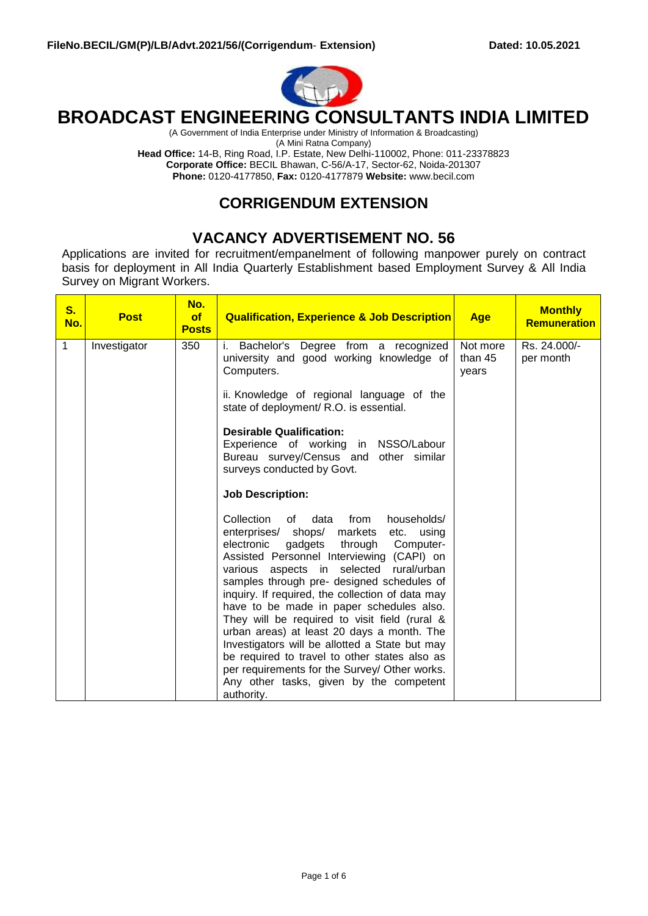**FileNo.BECIL/GM(P)/LB/Advt.2021/56/(Corrigendum- Extension)** **Dated: 10.05.2021**

# BROADCAST ENGINEERING CONSULTANTS INDIA LIMITED

(A Government of India Enterprise under Ministry of Information & Broadcasting)
(A Mini Ratna Company)
**Head Office:** 14-B, Ring Road, I.P. Estate, New Delhi-110002, Phone: 011-23378823
**Corporate Office:** BECIL Bhawan, C-56/A-17, Sector-62, Noida-201307
**Phone:** 0120-4177850, **Fax:** 0120-4177879 **Website:** www.becil.com

## CORRIGENDUM EXTENSION

## VACANCY ADVERTISEMENT NO. 56

Applications are invited for recruitment/empanelment of following manpower purely on contract basis for deployment in All India Quarterly Establishment based Employment Survey & All India Survey on Migrant Workers.

| S. No. | Post | No. of Posts | Qualification, Experience & Job Description | Age | Monthly Remuneration |
|---|---|---|---|---|---|
| 1 | Investigator | 350 | i. Bachelor's Degree from a recognized university and good working knowledge of Computers.<br><br>ii. Knowledge of regional language of the state of deployment/ R.O. is essential.<br><br>**Desirable Qualification:**<br>Experience of working in NSSO/Labour Bureau survey/Census and other similar surveys conducted by Govt.<br><br>**Job Description:**<br><br>Collection of data from households/ enterprises/ shops/ markets etc. using electronic gadgets through Computer-Assisted Personnel Interviewing (CAPI) on various aspects in selected rural/urban samples through pre- designed schedules of inquiry. If required, the collection of data may have to be made in paper schedules also. They will be required to visit field (rural & urban areas) at least 20 days a month. The Investigators will be allotted a State but may be required to travel to other states also as per requirements for the Survey/ Other works. Any other tasks, given by the competent authority. | Not more than 45 years | Rs. 24.000/- per month |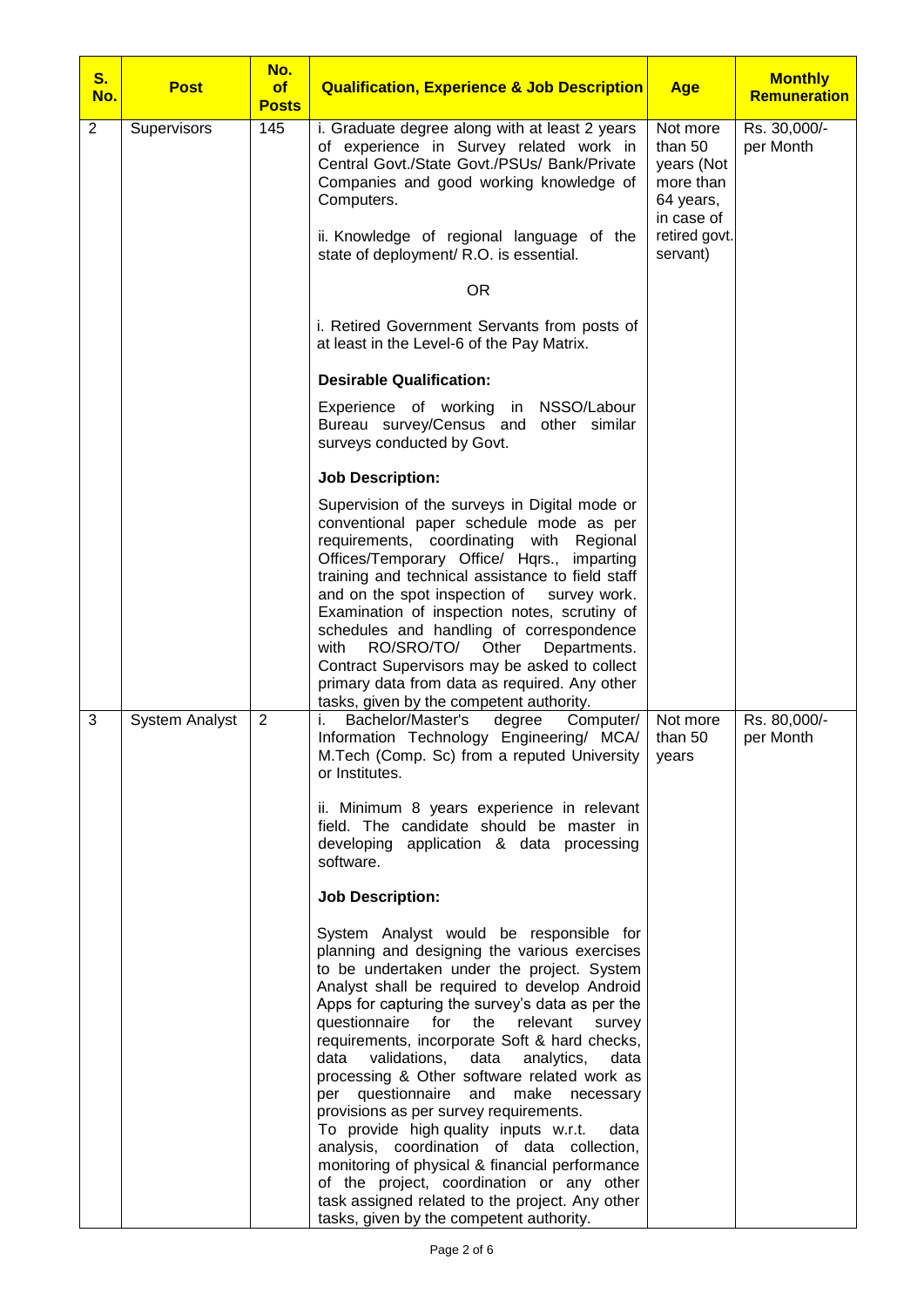| S. No. | Post | No. of Posts | Qualification, Experience & Job Description | Age | Monthly Remuneration |
|---|---|---|---|---|---|
| 2 | Supervisors | 145 | i. Graduate degree along with at least 2 years of experience in Survey related work in Central Govt./State Govt./PSUs/ Bank/Private Companies and good working knowledge of Computers.<br><br>ii. Knowledge of regional language of the state of deployment/ R.O. is essential.<br><br>OR<br><br>i. Retired Government Servants from posts of at least in the Level-6 of the Pay Matrix.<br><br>**Desirable Qualification:**<br><br>Experience of working in NSSO/Labour Bureau survey/Census and other similar surveys conducted by Govt.<br><br>**Job Description:**<br><br>Supervision of the surveys in Digital mode or conventional paper schedule mode as per requirements, coordinating with Regional Offices/Temporary Office/ Hqrs., imparting training and technical assistance to field staff and on the spot inspection of survey work. Examination of inspection notes, scrutiny of schedules and handling of correspondence with RO/SRO/TO/ Other Departments. Contract Supervisors may be asked to collect primary data from data as required. Any other tasks, given by the competent authority. | Not more than 50 years (Not more than 64 years, in case of retired govt. servant) | Rs. 30,000/- per Month |
| 3 | System Analyst | 2 | i. Bachelor/Master's degree Computer/ Information Technology Engineering/ MCA/ M.Tech (Comp. Sc) from a reputed University or Institutes.<br><br>ii. Minimum 8 years experience in relevant field. The candidate should be master in developing application & data processing software.<br><br>**Job Description:**<br><br>System Analyst would be responsible for planning and designing the various exercises to be undertaken under the project. System Analyst shall be required to develop Android Apps for capturing the survey's data as per the questionnaire for the relevant survey requirements, incorporate Soft & hard checks, data validations, data analytics, data processing & Other software related work as per questionnaire and make necessary provisions as per survey requirements.<br>To provide high quality inputs w.r.t. data analysis, coordination of data collection, monitoring of physical & financial performance of the project, coordination or any other task assigned related to the project. Any other tasks, given by the competent authority. | Not more than 50 years | Rs. 80,000/- per Month |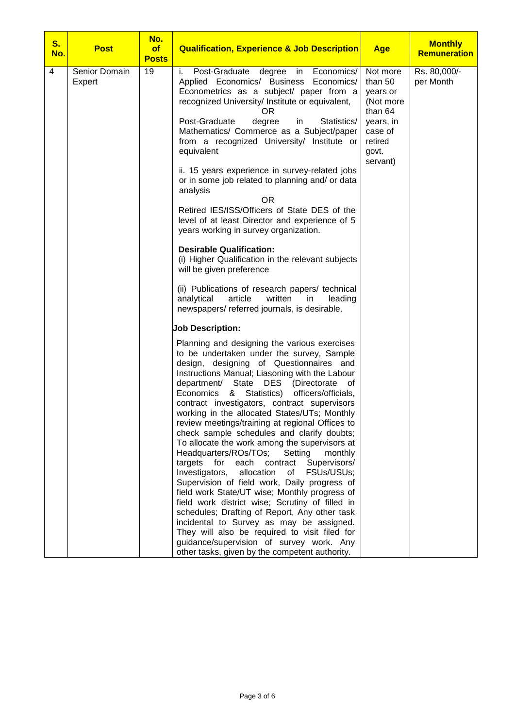| S. No. | Post | No. of Posts | Qualification, Experience & Job Description | Age | Monthly Remuneration |
|---|---|---|---|---|---|
| 4 | Senior Domain Expert | 19 | i. Post-Graduate degree in Economics/ Applied Economics/ Business Economics/ Econometrics as a subject/ paper from a recognized University/ Institute or equivalent,<br>OR<br>Post-Graduate degree in Statistics/ Mathematics/ Commerce as a Subject/paper from a recognized University/ Institute or equivalent<br><br>ii. 15 years experience in survey-related jobs or in some job related to planning and/ or data analysis<br>OR<br>Retired IES/ISS/Officers of State DES of the level of at least Director and experience of 5 years working in survey organization.<br><br>**Desirable Qualification:**<br>(i) Higher Qualification in the relevant subjects will be given preference<br><br>(ii) Publications of research papers/ technical analytical article written in leading newspapers/ referred journals, is desirable.<br><br>**Job Description:**<br><br>Planning and designing the various exercises to be undertaken under the survey, Sample design, designing of Questionnaires and Instructions Manual; Liasoning with the Labour department/ State DES (Directorate of Economics & Statistics) officers/officials, contract investigators, contract supervisors working in the allocated States/UTs; Monthly review meetings/training at regional Offices to check sample schedules and clarify doubts; To allocate the work among the supervisors at Headquarters/ROs/TOs; Setting monthly targets for each contract Supervisors/ Investigators, allocation of FSUs/USUs; Supervision of field work, Daily progress of field work State/UT wise; Monthly progress of field work district wise; Scrutiny of filled in schedules; Drafting of Report, Any other task incidental to Survey as may be assigned. They will also be required to visit filed for guidance/supervision of survey work. Any other tasks, given by the competent authority. | Not more than 50 years or (Not more than 64 years, in case of retired govt. servant) | Rs. 80,000/- per Month |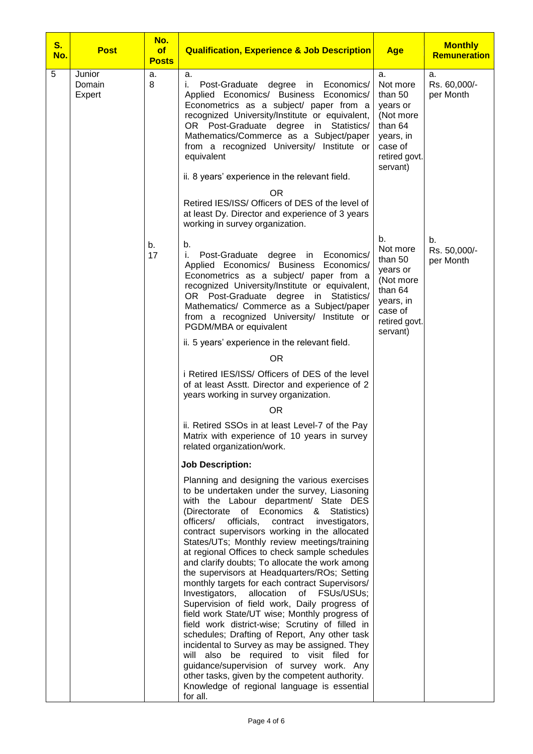| S. No. | Post | No. of Posts | Qualification, Experience & Job Description | Age | Monthly Remuneration |
|---|---|---|---|---|---|
| 5 | Junior Domain Expert | a. 8 | a. <br>i. Post-Graduate degree in Economics/ Applied Economics/ Business Economics/ Econometrics as a subject/ paper from a recognized University/Institute or equivalent, OR Post-Graduate degree in Statistics/ Mathematics/Commerce as a Subject/paper from a recognized University/ Institute or equivalent<br>ii. 8 years' experience in the relevant field.<br>OR<br>Retired IES/ISS/ Officers of DES of the level of at least Dy. Director and experience of 3 years working in survey organization. | a. Not more than 50 years or (Not more than 64 years, in case of retired govt. servant) | a. Rs. 60,000/- per Month |
| | | b. 17 | b. <br>i. Post-Graduate degree in Economics/ Applied Economics/ Business Economics/ Econometrics as a subject/ paper from a recognized University/Institute or equivalent, OR Post-Graduate degree in Statistics/ Mathematics/ Commerce as a Subject/paper from a recognized University/ Institute or PGDM/MBA or equivalent<br>ii. 5 years' experience in the relevant field.<br>OR<br>i Retired IES/ISS/ Officers of DES of the level of at least Asstt. Director and experience of 2 years working in survey organization.<br>OR<br>ii. Retired SSOs in at least Level-7 of the Pay Matrix with experience of 10 years in survey related organization/work.<br>**Job Description:**<br>Planning and designing the various exercises to be undertaken under the survey, Liasoning with the Labour department/ State DES (Directorate of Economics & Statistics) officers/ officials, contract investigators, contract supervisors working in the allocated States/UTs; Monthly review meetings/training at regional Offices to check sample schedules and clarify doubts; To allocate the work among the supervisors at Headquarters/ROs; Setting monthly targets for each contract Supervisors/ Investigators, allocation of FSUs/USUs; Supervision of field work, Daily progress of field work State/UT wise; Monthly progress of field work district-wise; Scrutiny of filled in schedules; Drafting of Report, Any other task incidental to Survey as may be assigned. They will also be required to visit filed for guidance/supervision of survey work. Any other tasks, given by the competent authority. Knowledge of regional language is essential for all. | b. Not more than 50 years or (Not more than 64 years, in case of retired govt. servant) | b. Rs. 50,000/- per Month |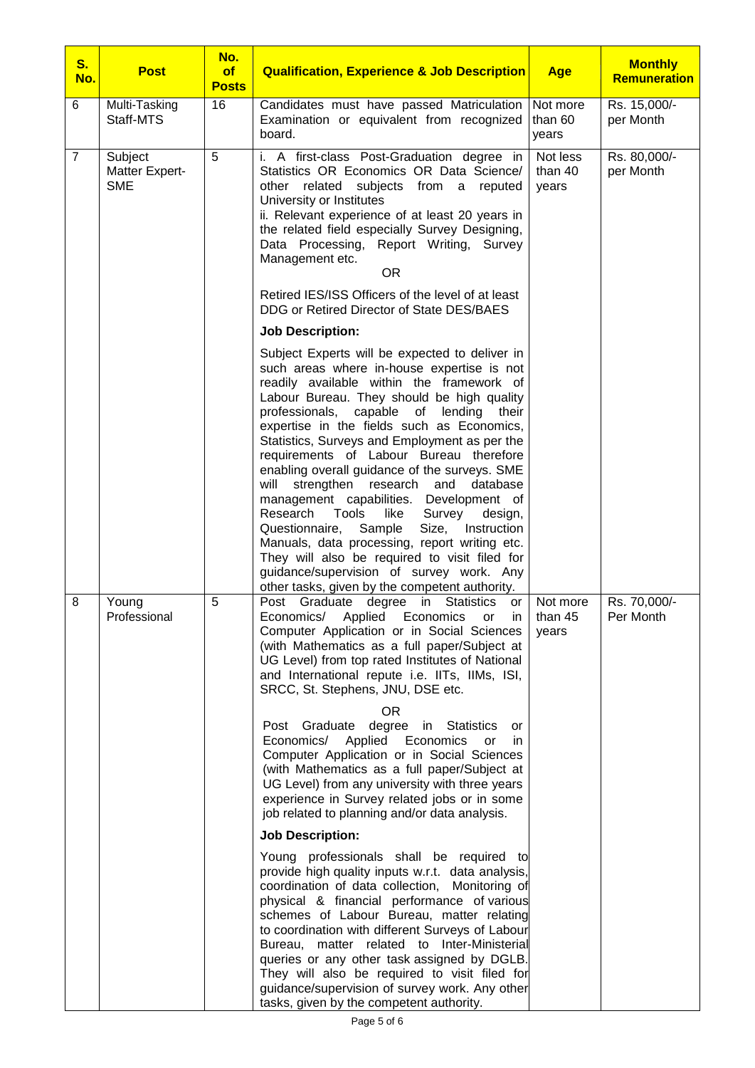| S. No. | Post | No. of Posts | Qualification, Experience & Job Description | Age | Monthly Remuneration |
|---|---|---|---|---|---|
| 6 | Multi-Tasking Staff-MTS | 16 | Candidates must have passed Matriculation Examination or equivalent from recognized board. | Not more than 60 years | Rs. 15,000/- per Month |
| 7 | Subject Matter Expert-SME | 5 | i. A first-class Post-Graduation degree in Statistics OR Economics OR Data Science/ other related subjects from a reputed University or Institutes<br>ii. Relevant experience of at least 20 years in the related field especially Survey Designing, Data Processing, Report Writing, Survey Management etc.<br>OR<br>Retired IES/ISS Officers of the level of at least DDG or Retired Director of State DES/BAES<br>**Job Description:**<br>Subject Experts will be expected to deliver in such areas where in-house expertise is not readily available within the framework of Labour Bureau. They should be high quality professionals, capable of lending their expertise in the fields such as Economics, Statistics, Surveys and Employment as per the requirements of Labour Bureau therefore enabling overall guidance of the surveys. SME will strengthen research and database management capabilities. Development of Research Tools like Survey design, Questionnaire, Sample Size, Instruction Manuals, data processing, report writing etc. They will also be required to visit filed for guidance/supervision of survey work. Any other tasks, given by the competent authority. | Not less than 40 years | Rs. 80,000/- per Month |
| 8 | Young Professional | 5 | Post Graduate degree in Statistics or Economics/ Applied Economics or in Computer Application or in Social Sciences (with Mathematics as a full paper/Subject at UG Level) from top rated Institutes of National and International repute i.e. IITs, IIMs, ISI, SRCC, St. Stephens, JNU, DSE etc.<br>OR<br>Post Graduate degree in Statistics or Economics/ Applied Economics or in Computer Application or in Social Sciences (with Mathematics as a full paper/Subject at UG Level) from any university with three years experience in Survey related jobs or in some job related to planning and/or data analysis.<br>**Job Description:**<br>Young professionals shall be required to provide high quality inputs w.r.t. data analysis, coordination of data collection, Monitoring of physical & financial performance of various schemes of Labour Bureau, matter relating to coordination with different Surveys of Labour Bureau, matter related to Inter-Ministerial queries or any other task assigned by DGLB. They will also be required to visit filed for guidance/supervision of survey work. Any other tasks, given by the competent authority. | Not more than 45 years | Rs. 70,000/- Per Month |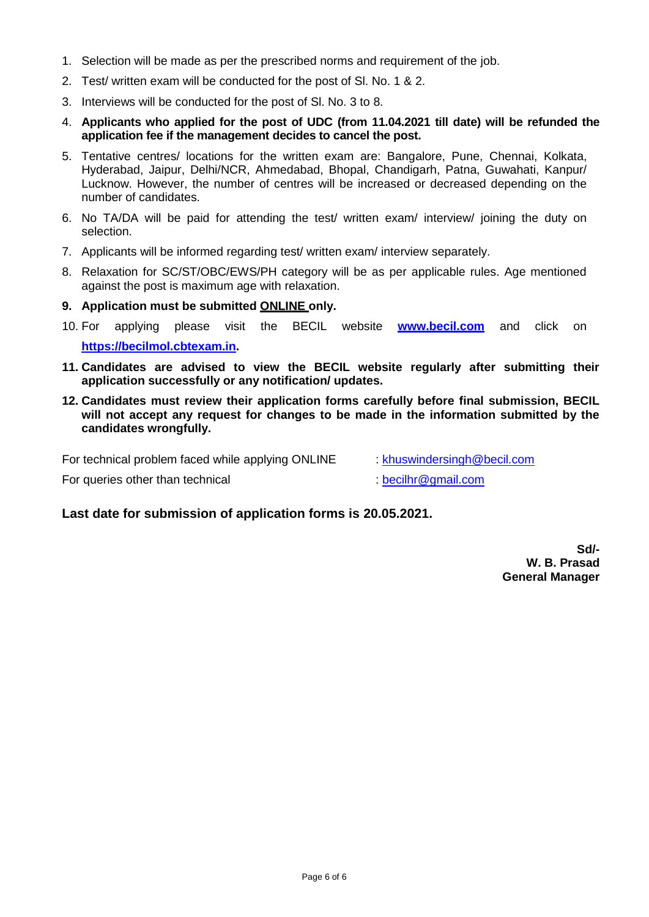1. Selection will be made as per the prescribed norms and requirement of the job.
2. Test/ written exam will be conducted for the post of Sl. No. 1 & 2.
3. Interviews will be conducted for the post of Sl. No. 3 to 8.
4. **Applicants who applied for the post of UDC (from 11.04.2021 till date) will be refunded the application fee if the management decides to cancel the post.**
5. Tentative centres/ locations for the written exam are: Bangalore, Pune, Chennai, Kolkata, Hyderabad, Jaipur, Delhi/NCR, Ahmedabad, Bhopal, Chandigarh, Patna, Guwahati, Kanpur/ Lucknow. However, the number of centres will be increased or decreased depending on the number of candidates.
6. No TA/DA will be paid for attending the test/ written exam/ interview/ joining the duty on selection.
7. Applicants will be informed regarding test/ written exam/ interview separately.
8. Relaxation for SC/ST/OBC/EWS/PH category will be as per applicable rules. Age mentioned against the post is maximum age with relaxation.
9. **Application must be submitted ONLINE only.**
10. For applying please visit the BECIL website **www.becil.com** and click on **https://becilmol.cbtexam.in.**
11. **Candidates are advised to view the BECIL website regularly after submitting their application successfully or any notification/ updates.**
12. **Candidates must review their application forms carefully before final submission, BECIL will not accept any request for changes to be made in the information submitted by the candidates wrongfully.**

For technical problem faced while applying ONLINE : khuswindersingh@becil.com

For queries other than technical : becilhr@gmail.com

**Last date for submission of application forms is 20.05.2021.**

**Sd/-**
**W. B. Prasad**
**General Manager**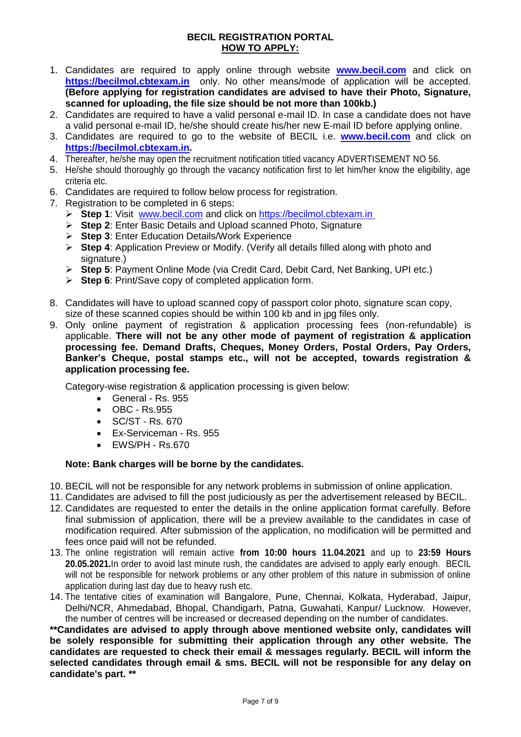**BECIL REGISTRATION PORTAL**
**HOW TO APPLY:**

1. Candidates are required to apply online through website **www.becil.com** and click on **https://becilmol.cbtexam.in** only. No other means/mode of application will be accepted. **(Before applying for registration candidates are advised to have their Photo, Signature, scanned for uploading, the file size should be not more than 100kb.)**
2. Candidates are required to have a valid personal e-mail ID. In case a candidate does not have a valid personal e-mail ID, he/she should create his/her new E-mail ID before applying online.
3. Candidates are required to go to the website of BECIL i.e. **www.becil.com** and click on **https://becilmol.cbtexam.in.**
4. Thereafter, he/she may open the recruitment notification titled vacancy ADVERTISEMENT NO 56.
5. He/she should thoroughly go through the vacancy notification first to let him/her know the eligibility, age criteria etc.
6. Candidates are required to follow below process for registration.
7. Registration to be completed in 6 steps:
   - **Step 1**: Visit www.becil.com and click on https://becilmol.cbtexam.in
   - **Step 2**: Enter Basic Details and Upload scanned Photo, Signature
   - **Step 3**: Enter Education Details/Work Experience
   - **Step 4**: Application Preview or Modify. (Verify all details filled along with photo and signature.)
   - **Step 5**: Payment Online Mode (via Credit Card, Debit Card, Net Banking, UPI etc.)
   - **Step 6**: Print/Save copy of completed application form.
8. Candidates will have to upload scanned copy of passport color photo, signature scan copy, size of these scanned copies should be within 100 kb and in jpg files only.
9. Only online payment of registration & application processing fees (non-refundable) is applicable. **There will not be any other mode of payment of registration & application processing fee. Demand Drafts, Cheques, Money Orders, Postal Orders, Pay Orders, Banker's Cheque, postal stamps etc., will not be accepted, towards registration & application processing fee.**

   Category-wise registration & application processing is given below:
   - General - Rs. 955
   - OBC - Rs.955
   - SC/ST - Rs. 670
   - Ex-Serviceman - Rs. 955
   - EWS/PH - Rs.670

   **Note: Bank charges will be borne by the candidates.**

10. BECIL will not be responsible for any network problems in submission of online application.
11. Candidates are advised to fill the post judiciously as per the advertisement released by BECIL.
12. Candidates are requested to enter the details in the online application format carefully. Before final submission of application, there will be a preview available to the candidates in case of modification required. After submission of the application, no modification will be permitted and fees once paid will not be refunded.
13. The online registration will remain active **from 10:00 hours 11.04.2021** and up to **23:59 Hours 20.05.2021.**In order to avoid last minute rush, the candidates are advised to apply early enough. BECIL will not be responsible for network problems or any other problem of this nature in submission of online application during last day due to heavy rush etc.
14. The tentative cities of examination will Bangalore, Pune, Chennai, Kolkata, Hyderabad, Jaipur, Delhi/NCR, Ahmedabad, Bhopal, Chandigarh, Patna, Guwahati, Kanpur/ Lucknow. However, the number of centres will be increased or decreased depending on the number of candidates.

**\*\*Candidates are advised to apply through above mentioned website only, candidates will be solely responsible for submitting their application through any other website. The candidates are requested to check their email & messages regularly. BECIL will inform the selected candidates through email & sms. BECIL will not be responsible for any delay on candidate's part. \*\***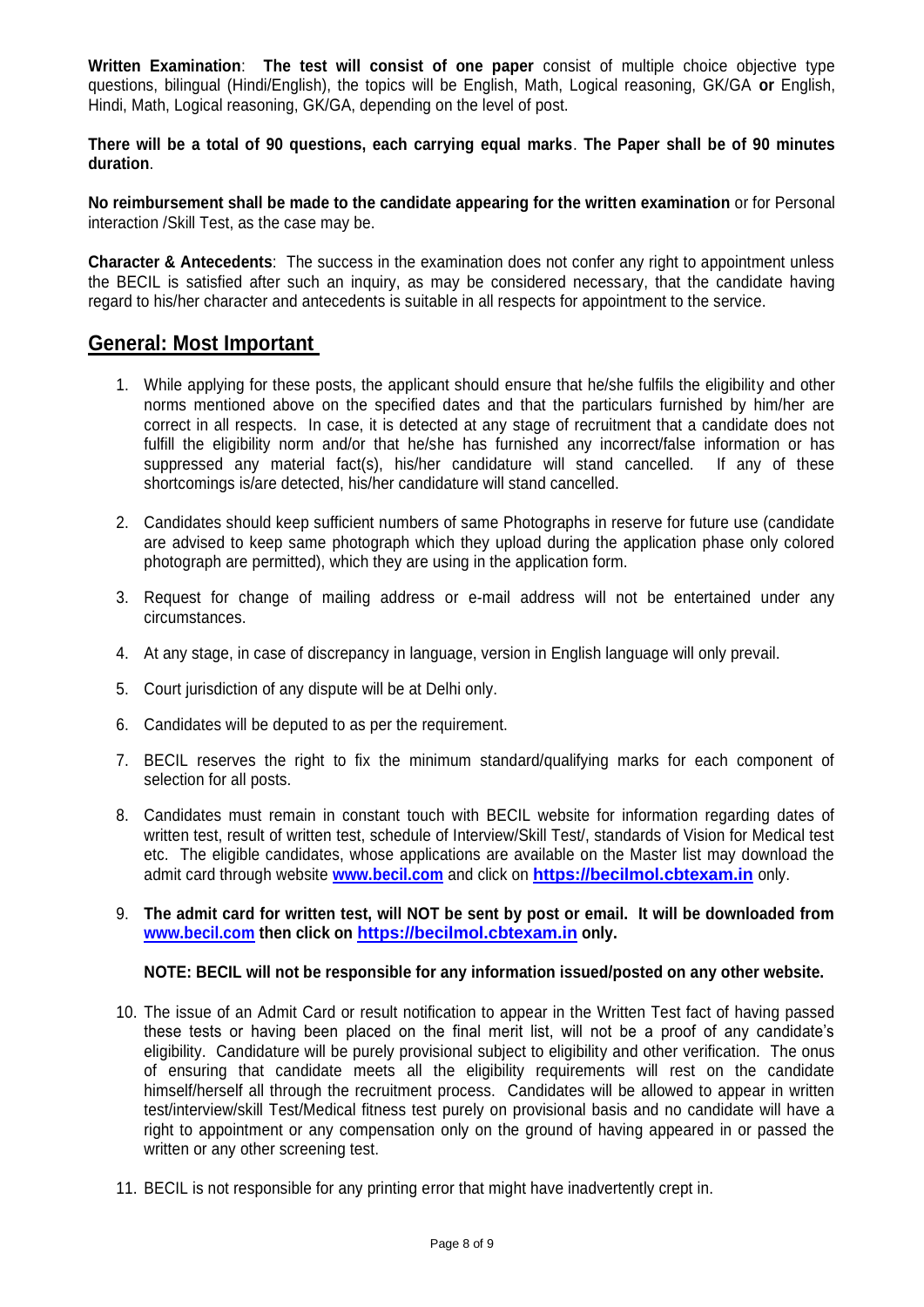**Written Examination**: **The test will consist of one paper** consist of multiple choice objective type questions, bilingual (Hindi/English), the topics will be English, Math, Logical reasoning, GK/GA **or** English, Hindi, Math, Logical reasoning, GK/GA, depending on the level of post.

**There will be a total of 90 questions, each carrying equal marks**. **The Paper shall be of 90 minutes duration**.

**No reimbursement shall be made to the candidate appearing for the written examination** or for Personal interaction /Skill Test, as the case may be.

**Character & Antecedents**: The success in the examination does not confer any right to appointment unless the BECIL is satisfied after such an inquiry, as may be considered necessary, that the candidate having regard to his/her character and antecedents is suitable in all respects for appointment to the service.

## General: Most Important

1. While applying for these posts, the applicant should ensure that he/she fulfils the eligibility and other norms mentioned above on the specified dates and that the particulars furnished by him/her are correct in all respects. In case, it is detected at any stage of recruitment that a candidate does not fulfill the eligibility norm and/or that he/she has furnished any incorrect/false information or has suppressed any material fact(s), his/her candidature will stand cancelled. If any of these shortcomings is/are detected, his/her candidature will stand cancelled.

2. Candidates should keep sufficient numbers of same Photographs in reserve for future use (candidate are advised to keep same photograph which they upload during the application phase only colored photograph are permitted), which they are using in the application form.

3. Request for change of mailing address or e-mail address will not be entertained under any circumstances.

4. At any stage, in case of discrepancy in language, version in English language will only prevail.

5. Court jurisdiction of any dispute will be at Delhi only.

6. Candidates will be deputed to as per the requirement.

7. BECIL reserves the right to fix the minimum standard/qualifying marks for each component of selection for all posts.

8. Candidates must remain in constant touch with BECIL website for information regarding dates of written test, result of written test, schedule of Interview/Skill Test/, standards of Vision for Medical test etc. The eligible candidates, whose applications are available on the Master list may download the admit card through website **www.becil.com** and click on **https://becilmol.cbtexam.in** only.

9. **The admit card for written test, will NOT be sent by post or email. It will be downloaded from www.becil.com then click on https://becilmol.cbtexam.in only.**

   **NOTE: BECIL will not be responsible for any information issued/posted on any other website.**

10. The issue of an Admit Card or result notification to appear in the Written Test fact of having passed these tests or having been placed on the final merit list, will not be a proof of any candidate's eligibility. Candidature will be purely provisional subject to eligibility and other verification. The onus of ensuring that candidate meets all the eligibility requirements will rest on the candidate himself/herself all through the recruitment process. Candidates will be allowed to appear in written test/interview/skill Test/Medical fitness test purely on provisional basis and no candidate will have a right to appointment or any compensation only on the ground of having appeared in or passed the written or any other screening test.

11. BECIL is not responsible for any printing error that might have inadvertently crept in.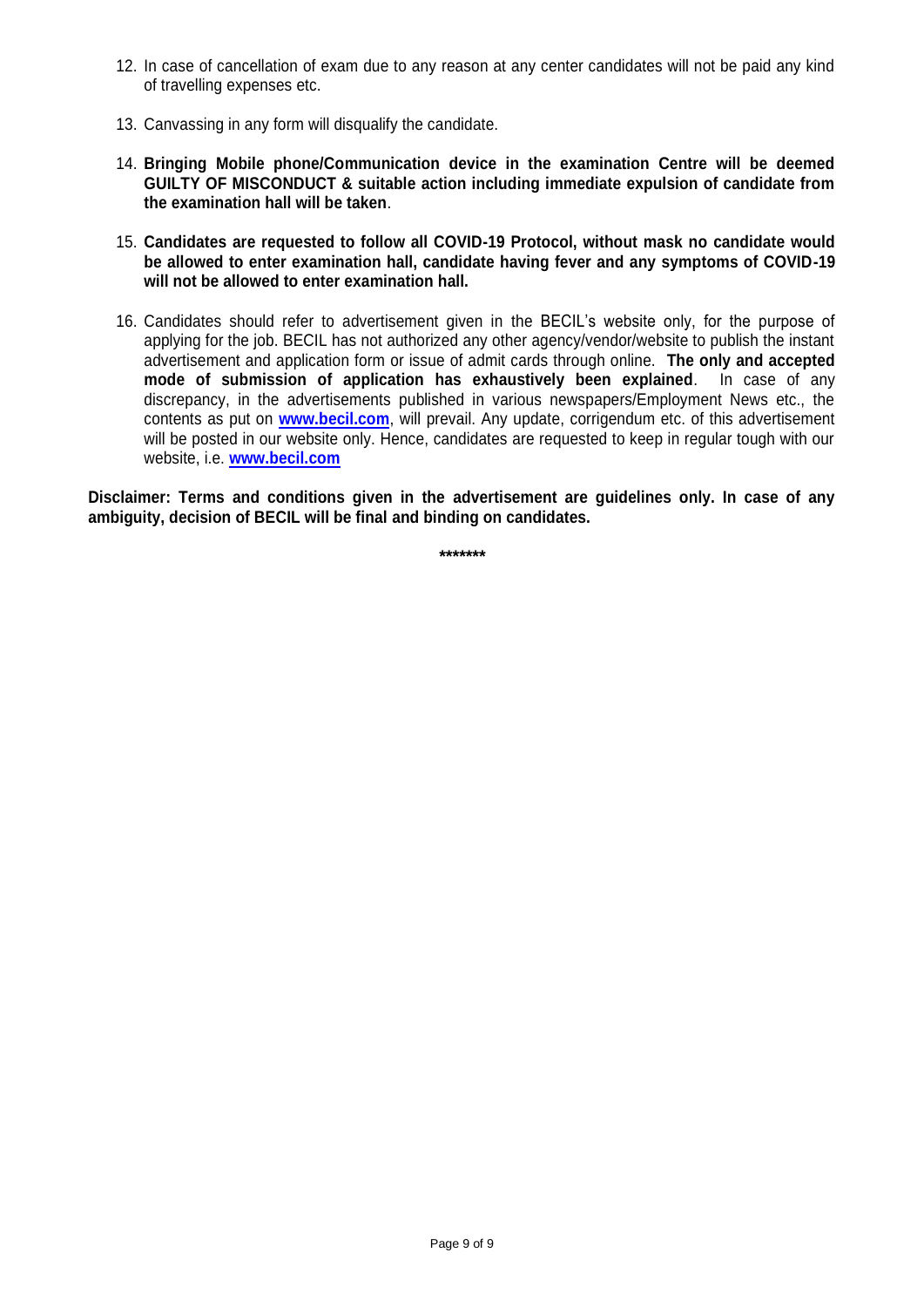12. In case of cancellation of exam due to any reason at any center candidates will not be paid any kind of travelling expenses etc.

13. Canvassing in any form will disqualify the candidate.

14. **Bringing Mobile phone/Communication device in the examination Centre will be deemed GUILTY OF MISCONDUCT & suitable action including immediate expulsion of candidate from the examination hall will be taken**.

15. **Candidates are requested to follow all COVID-19 Protocol, without mask no candidate would be allowed to enter examination hall, candidate having fever and any symptoms of COVID-19 will not be allowed to enter examination hall.**

16. Candidates should refer to advertisement given in the BECIL's website only, for the purpose of applying for the job. BECIL has not authorized any other agency/vendor/website to publish the instant advertisement and application form or issue of admit cards through online. **The only and accepted mode of submission of application has exhaustively been explained**. In case of any discrepancy, in the advertisements published in various newspapers/Employment News etc., the contents as put on **www.becil.com**, will prevail. Any update, corrigendum etc. of this advertisement will be posted in our website only. Hence, candidates are requested to keep in regular tough with our website, i.e. **www.becil.com**

**Disclaimer: Terms and conditions given in the advertisement are guidelines only. In case of any ambiguity, decision of BECIL will be final and binding on candidates.**

*******